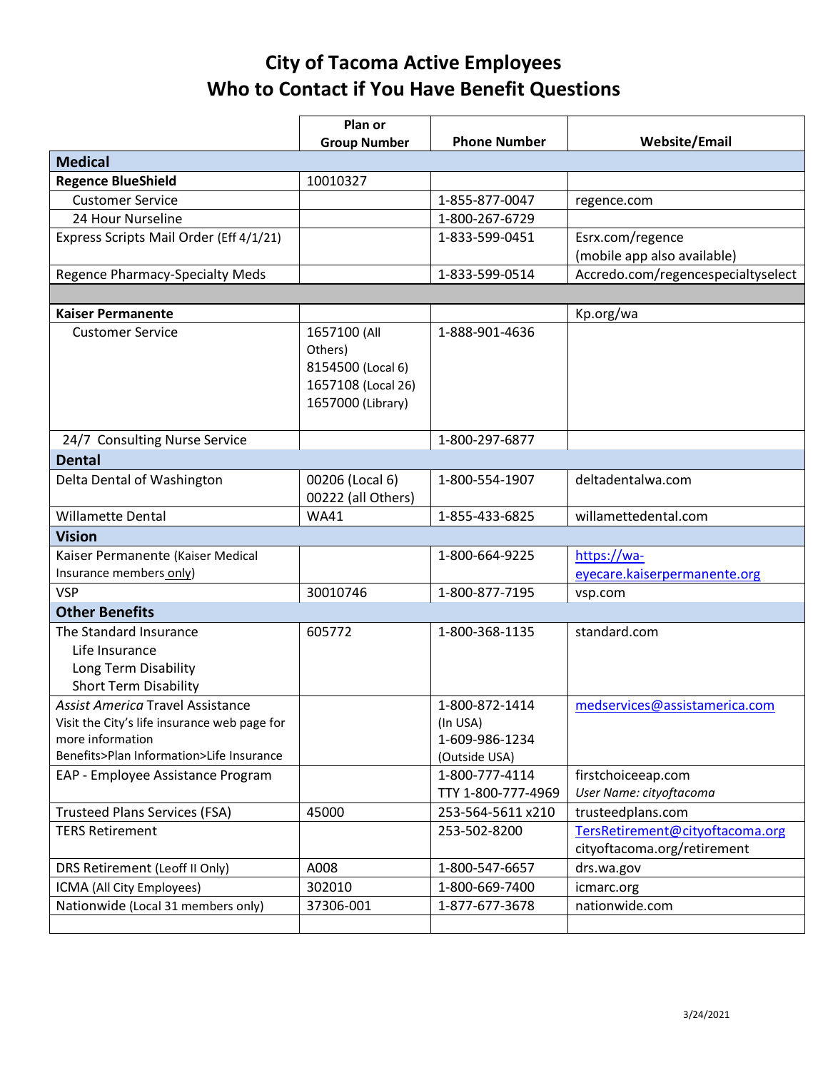# City of Tacoma Active Employees
# Who to Contact if You Have Benefit Questions

| | Plan or Group Number | Phone Number | Website/Email |
|---|---|---|---|
| **Medical** | | | |
| **Regence BlueShield** | 10010327 | | |
| Customer Service | | 1-855-877-0047 | regence.com |
| 24 Hour Nurseline | | 1-800-267-6729 | |
| Express Scripts Mail Order (Eff 4/1/21) | | 1-833-599-0451 | Esrx.com/regence (mobile app also available) |
| Regence Pharmacy-Specialty Meds | | 1-833-599-0514 | Accredo.com/regencespecialtyselect |
| | | | |
| **Kaiser Permanente** | | | Kp.org/wa |
| Customer Service | 1657100 (All Others)<br>8154500 (Local 6)<br>1657108 (Local 26)<br>1657000 (Library) | 1-888-901-4636 | |
| 24/7 Consulting Nurse Service | | 1-800-297-6877 | |
| **Dental** | | | |
| Delta Dental of Washington | 00206 (Local 6)<br>00222 (all Others) | 1-800-554-1907 | deltadentalwa.com |
| Willamette Dental | WA41 | 1-855-433-6825 | willamettedental.com |
| **Vision** | | | |
| Kaiser Permanente (Kaiser Medical Insurance members only) | | 1-800-664-9225 | https://wa-eyecare.kaiserpermanente.org |
| VSP | 30010746 | 1-800-877-7195 | vsp.com |
| **Other Benefits** | | | |
| The Standard Insurance<br>Life Insurance<br>Long Term Disability<br>Short Term Disability | 605772 | 1-800-368-1135 | standard.com |
| *Assist America* Travel Assistance<br>Visit the City's life insurance web page for more information<br>Benefits>Plan Information>Life Insurance | | 1-800-872-1414 (In USA)<br>1-609-986-1234 (Outside USA) | medservices@assistamerica.com |
| EAP - Employee Assistance Program | | 1-800-777-4114<br>TTY 1-800-777-4969 | firstchoiceeap.com<br>*User Name: cityoftacoma* |
| Trusteed Plans Services (FSA) | 45000 | 253-564-5611 x210 | trusteedplans.com |
| TERS Retirement | | 253-502-8200 | TersRetirement@cityoftacoma.org<br>cityoftacoma.org/retirement |
| DRS Retirement (Leoff II Only) | A008 | 1-800-547-6657 | drs.wa.gov |
| ICMA (All City Employees) | 302010 | 1-800-669-7400 | icmarc.org |
| Nationwide (Local 31 members only) | 37306-001 | 1-877-677-3678 | nationwide.com |
| | | | |

3/24/2021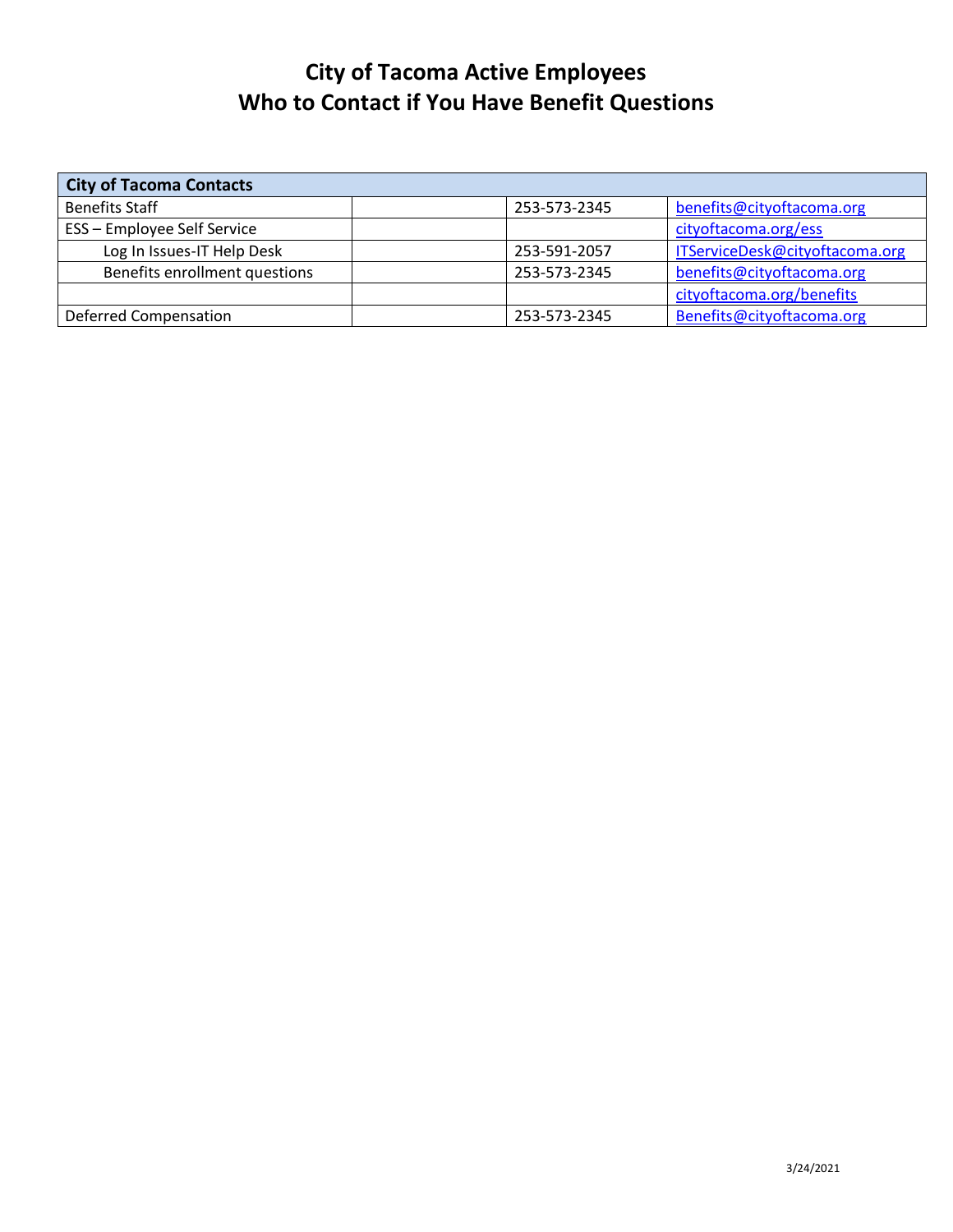# City of Tacoma Active Employees
# Who to Contact if You Have Benefit Questions

| City of Tacoma Contacts | | | |
|---|---|---|---|
| Benefits Staff | | 253-573-2345 | benefits@cityoftacoma.org |
| ESS – Employee Self Service | | | cityoftacoma.org/ess |
| Log In Issues-IT Help Desk | | 253-591-2057 | ITServiceDesk@cityoftacoma.org |
| Benefits enrollment questions | | 253-573-2345 | benefits@cityoftacoma.org |
| | | | cityoftacoma.org/benefits |
| Deferred Compensation | | 253-573-2345 | Benefits@cityoftacoma.org |

3/24/2021